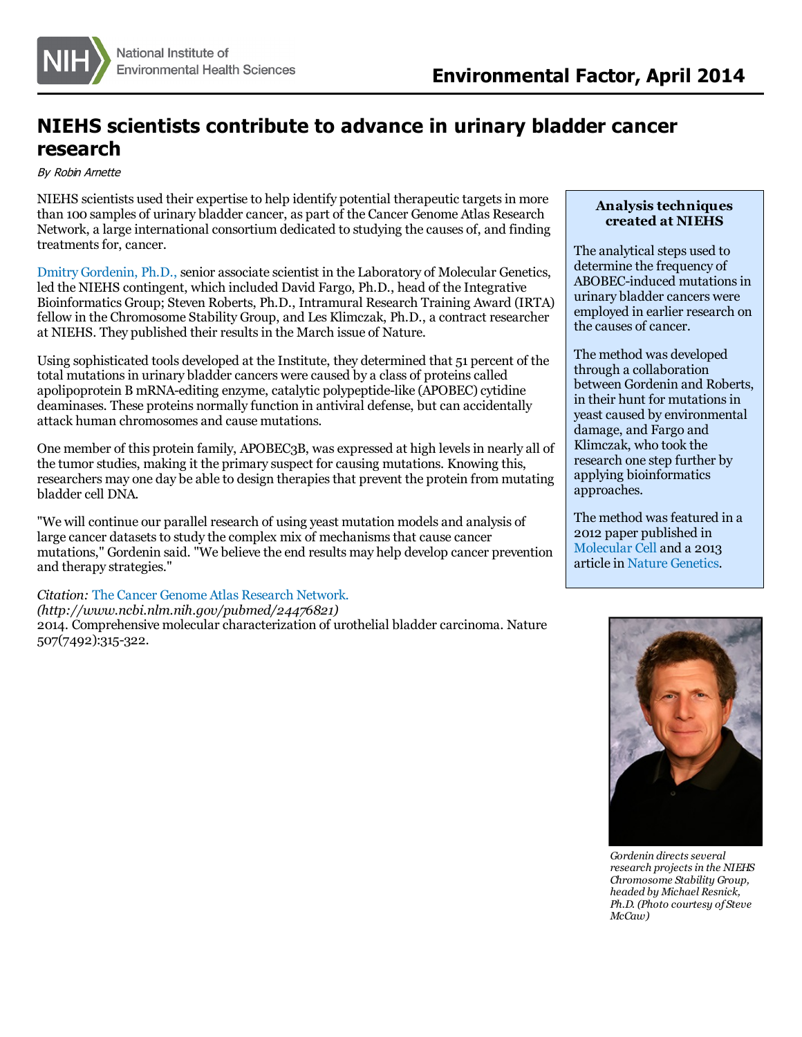# NIEHS scientists contribute to advance in urinary bladder cancer research

*By Robin Arnette*

NIEHS scientists used their expertise to help identify potential therapeutic targets in more than 100 samples of urinary bladder cancer, as part of the Cancer Genome Atlas Research Network, a large international consortium dedicated to studying the causes of, and finding treatments for, cancer.

Dmitry Gordenin, Ph.D., senior associate scientist in the Laboratory of Molecular Genetics, led the NIEHS contingent, which included David Fargo, Ph.D., head of the Integrative Bioinformatics Group; Steven Roberts, Ph.D., Intramural Research Training Award (IRTA) fellow in the Chromosome Stability Group, and Les Klimczak, Ph.D., a contract researcher at NIEHS. They published their results in the March issue of Nature.

Using sophisticated tools developed at the Institute, they determined that 51 percent of the total mutations in urinary bladder cancers were caused by a class of proteins called apolipoprotein B mRNA-editing enzyme, catalytic polypeptide-like (APOBEC) cytidine deaminases. These proteins normally function in antiviral defense, but can accidentally attack human chromosomes and cause mutations.

One member of this protein family, APOBEC3B, was expressed at high levels in nearly all of the tumor studies, making it the primary suspect for causing mutations. Knowing this, researchers may one day be able to design therapies that prevent the protein from mutating bladder cell DNA.

"We will continue our parallel research of using yeast mutation models and analysis of large cancer datasets to study the complex mix of mechanisms that cause cancer mutations," Gordenin said. "We believe the end results may help develop cancer prevention and therapy strategies."

*Citation:* The Cancer Genome Atlas Research Network. *(http://www.ncbi.nlm.nih.gov/pubmed/24476821)* 2014. Comprehensive molecular characterization of urothelial bladder carcinoma. Nature 507(7492):315-322.

### Analysis techniques created at NIEHS

The analytical steps used to determine the frequency of ABOBEC-induced mutations in urinary bladder cancers were employed in earlier research on the causes of cancer.

The method was developed through a collaboration between Gordenin and Roberts, in their hunt for mutations in yeast caused by environmental damage, and Fargo and Klimczak, who took the research one step further by applying bioinformatics approaches.

The method was featured in a 2012 paper published in Molecular Cell and a 2013 article in Nature Genetics.

*Gordenin directs several research projects in the NIEHS Chromosome Stability Group, headed by Michael Resnick, Ph.D. (Photo courtesy of Steve McCaw)*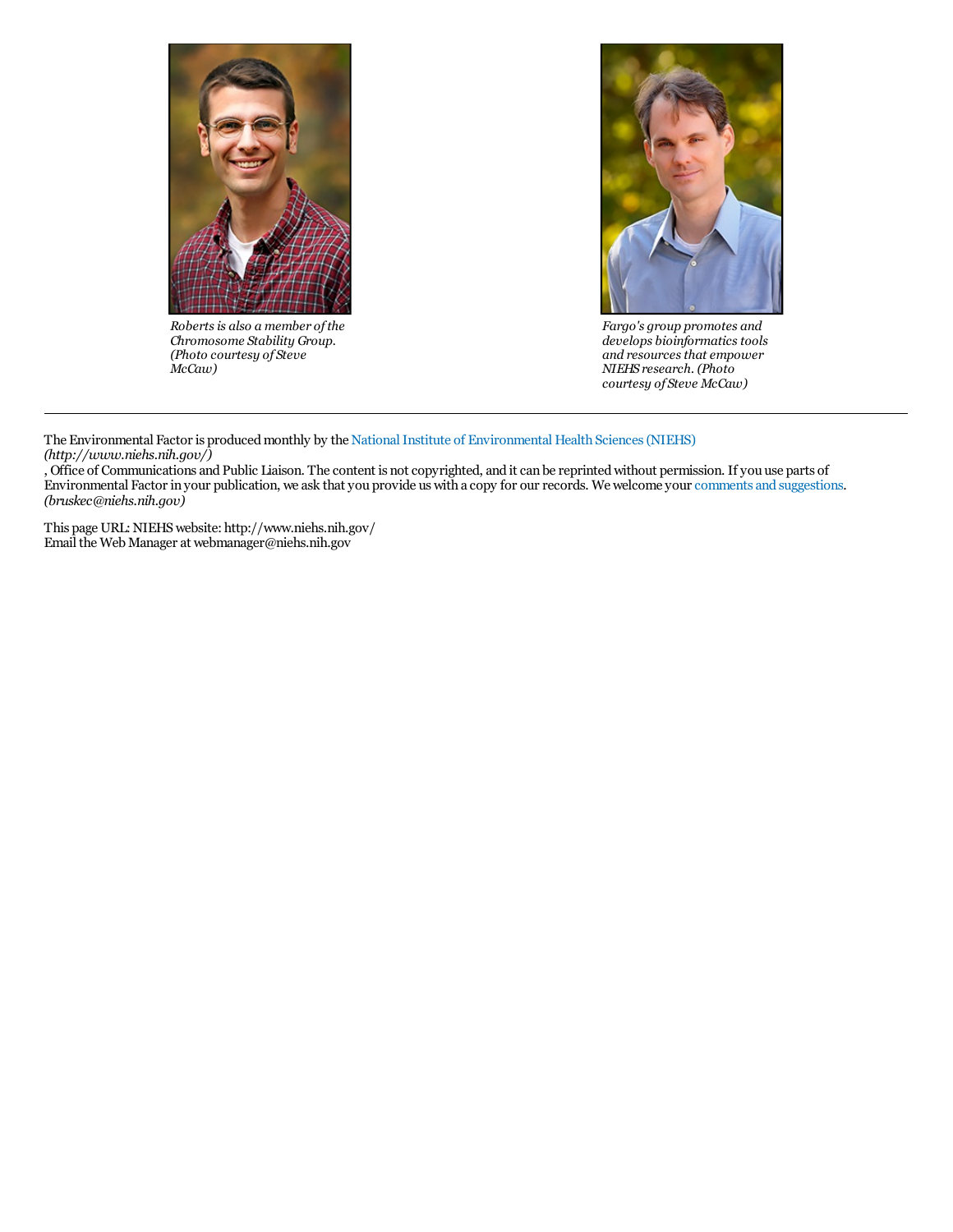*Roberts is also a member of the Chromosome Stability Group. (Photo courtesy of Steve McCaw)*

*Fargo's group promotes and develops bioinformatics tools and resources that empower NIEHS research. (Photo courtesy of Steve McCaw)*

---

The Environmental Factor is produced monthly by the National Institute of Environmental Health Sciences (NIEHS) *(http://www.niehs.nih.gov/)*
, Office of Communications and Public Liaison. The content is not copyrighted, and it can be reprinted without permission. If you use parts of Environmental Factor in your publication, we ask that you provide us with a copy for our records. We welcome your comments and suggestions. *(bruskec@niehs.nih.gov)*

This page URL: NIEHS website: http://www.niehs.nih.gov/
Email the Web Manager at webmanager@niehs.nih.gov